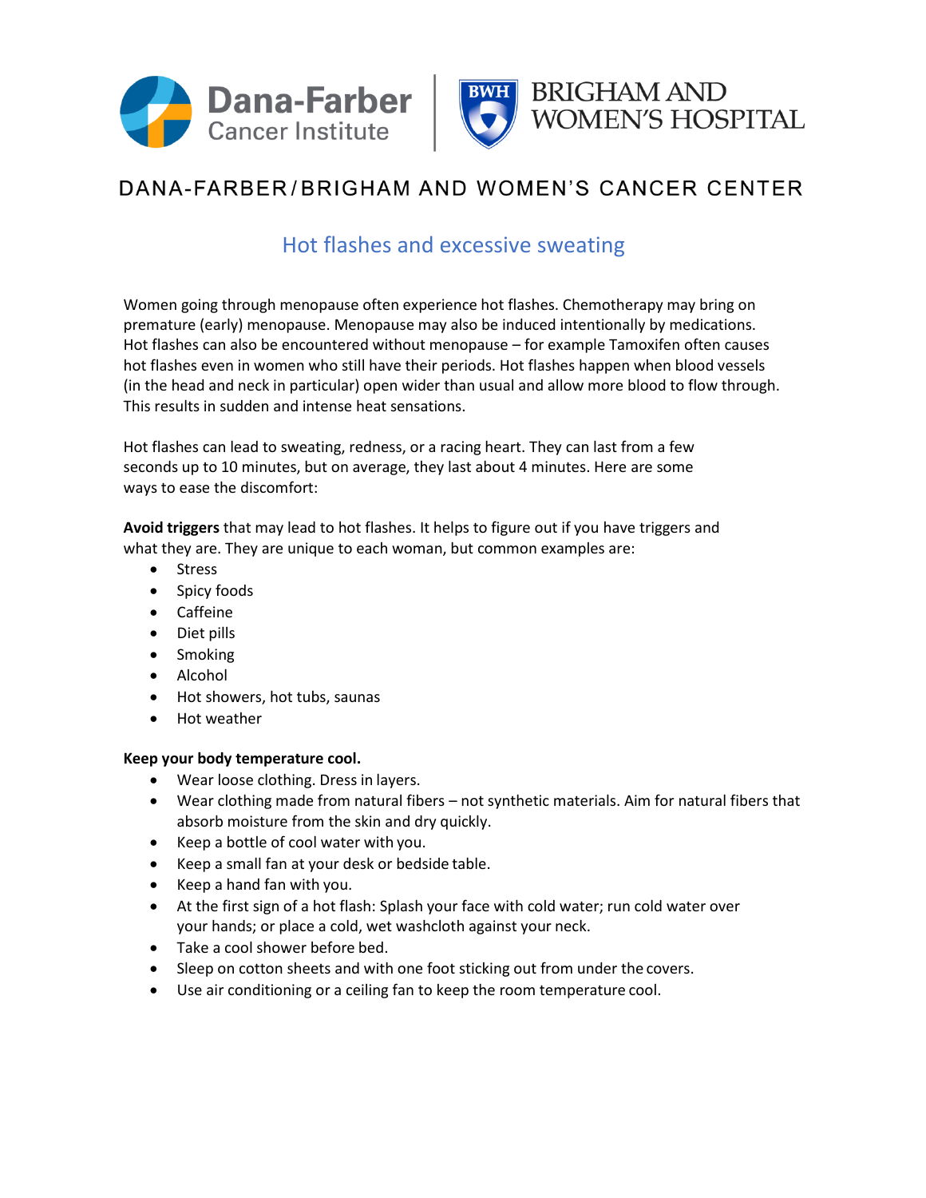Dana-Farber Cancer Institute | BRIGHAM AND WOMEN'S HOSPITAL

DANA-FARBER/BRIGHAM AND WOMEN'S CANCER CENTER

# Hot flashes and excessive sweating

Women going through menopause often experience hot flashes. Chemotherapy may bring on premature (early) menopause. Menopause may also be induced intentionally by medications. Hot flashes can also be encountered without menopause – for example Tamoxifen often causes hot flashes even in women who still have their periods. Hot flashes happen when blood vessels (in the head and neck in particular) open wider than usual and allow more blood to flow through. This results in sudden and intense heat sensations.

Hot flashes can lead to sweating, redness, or a racing heart. They can last from a few seconds up to 10 minutes, but on average, they last about 4 minutes. Here are some ways to ease the discomfort:

**Avoid triggers** that may lead to hot flashes. It helps to figure out if you have triggers and what they are. They are unique to each woman, but common examples are:

- Stress
- Spicy foods
- Caffeine
- Diet pills
- Smoking
- Alcohol
- Hot showers, hot tubs, saunas
- Hot weather

**Keep your body temperature cool.**

- Wear loose clothing. Dress in layers.
- Wear clothing made from natural fibers – not synthetic materials. Aim for natural fibers that absorb moisture from the skin and dry quickly.
- Keep a bottle of cool water with you.
- Keep a small fan at your desk or bedside table.
- Keep a hand fan with you.
- At the first sign of a hot flash: Splash your face with cold water; run cold water over your hands; or place a cold, wet washcloth against your neck.
- Take a cool shower before bed.
- Sleep on cotton sheets and with one foot sticking out from under the covers.
- Use air conditioning or a ceiling fan to keep the room temperature cool.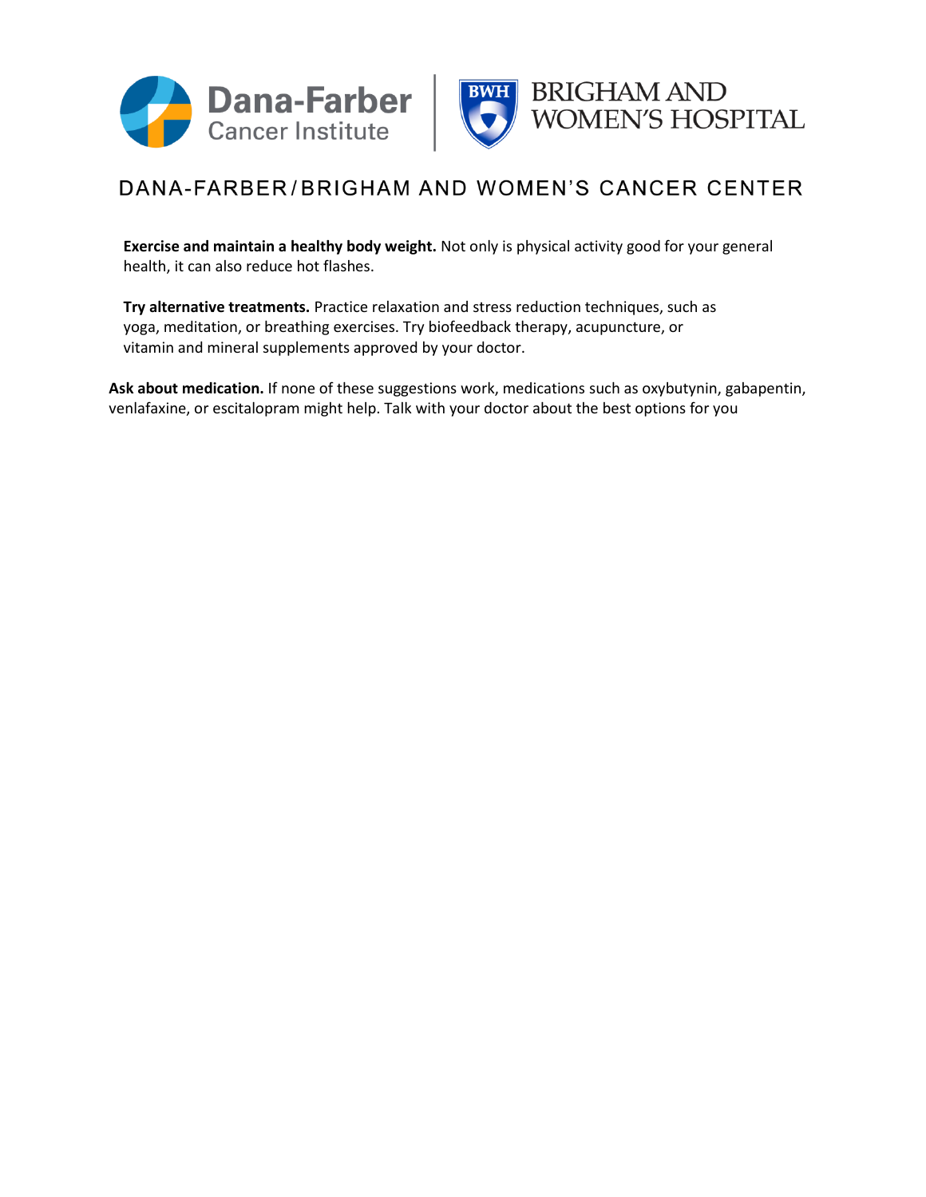**Exercise and maintain a healthy body weight.** Not only is physical activity good for your general health, it can also reduce hot flashes.

**Try alternative treatments.** Practice relaxation and stress reduction techniques, such as yoga, meditation, or breathing exercises. Try biofeedback therapy, acupuncture, or vitamin and mineral supplements approved by your doctor.

**Ask about medication.** If none of these suggestions work, medications such as oxybutynin, gabapentin, venlafaxine, or escitalopram might help. Talk with your doctor about the best options for you